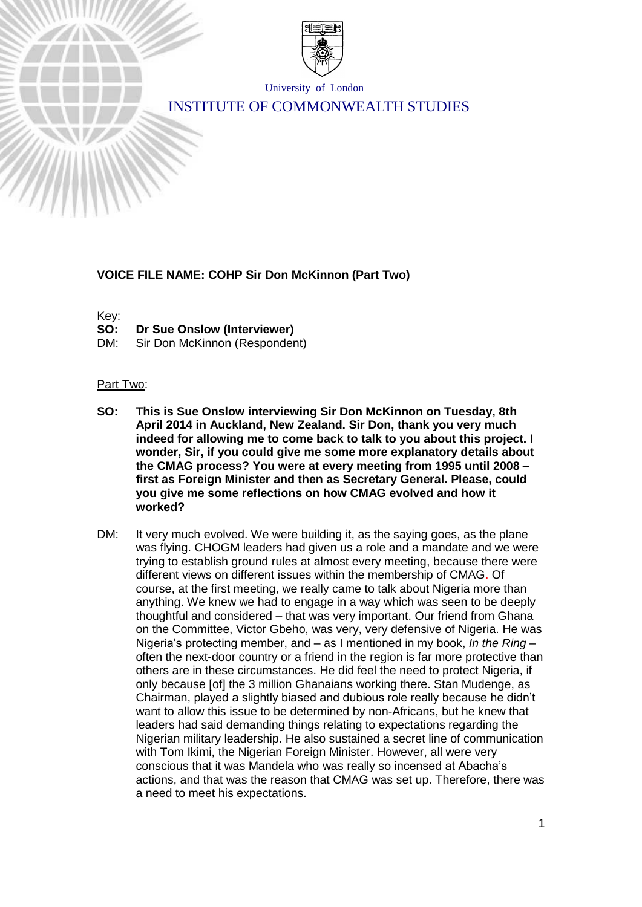University of London

INSTITUTE OF COMMONWEALTH STUDIES

**VOICE FILE NAME: COHP Sir Don McKinnon (Part Two)**

Key:

**SO: Dr Sue Onslow (Interviewer)**

DM: Sir Don McKinnon (Respondent)

Part Two:

**SO: This is Sue Onslow interviewing Sir Don McKinnon on Tuesday, 8th April 2014 in Auckland, New Zealand. Sir Don, thank you very much indeed for allowing me to come back to talk to you about this project. I wonder, Sir, if you could give me some more explanatory details about the CMAG process? You were at every meeting from 1995 until 2008 – first as Foreign Minister and then as Secretary General. Please, could you give me some reflections on how CMAG evolved and how it worked?**

DM: It very much evolved. We were building it, as the saying goes, as the plane was flying. CHOGM leaders had given us a role and a mandate and we were trying to establish ground rules at almost every meeting, because there were different views on different issues within the membership of CMAG. Of course, at the first meeting, we really came to talk about Nigeria more than anything. We knew we had to engage in a way which was seen to be deeply thoughtful and considered – that was very important. Our friend from Ghana on the Committee, Victor Gbeho, was very, very defensive of Nigeria. He was Nigeria's protecting member, and – as I mentioned in my book, *In the Ring* – often the next-door country or a friend in the region is far more protective than others are in these circumstances. He did feel the need to protect Nigeria, if only because [of] the 3 million Ghanaians working there. Stan Mudenge, as Chairman, played a slightly biased and dubious role really because he didn't want to allow this issue to be determined by non-Africans, but he knew that leaders had said demanding things relating to expectations regarding the Nigerian military leadership. He also sustained a secret line of communication with Tom Ikimi, the Nigerian Foreign Minister. However, all were very conscious that it was Mandela who was really so incensed at Abacha's actions, and that was the reason that CMAG was set up. Therefore, there was a need to meet his expectations.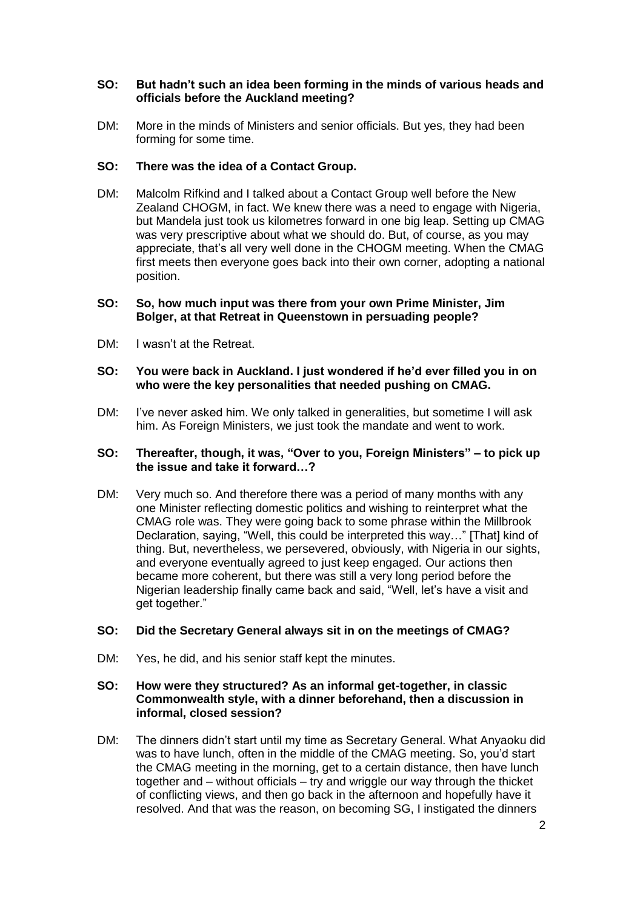**SO: But hadn't such an idea been forming in the minds of various heads and officials before the Auckland meeting?**

DM: More in the minds of Ministers and senior officials. But yes, they had been forming for some time.

**SO: There was the idea of a Contact Group.**

DM: Malcolm Rifkind and I talked about a Contact Group well before the New Zealand CHOGM, in fact. We knew there was a need to engage with Nigeria, but Mandela just took us kilometres forward in one big leap. Setting up CMAG was very prescriptive about what we should do. But, of course, as you may appreciate, that's all very well done in the CHOGM meeting. When the CMAG first meets then everyone goes back into their own corner, adopting a national position.

**SO: So, how much input was there from your own Prime Minister, Jim Bolger, at that Retreat in Queenstown in persuading people?**

DM: I wasn't at the Retreat.

**SO: You were back in Auckland. I just wondered if he'd ever filled you in on who were the key personalities that needed pushing on CMAG.**

DM: I've never asked him. We only talked in generalities, but sometime I will ask him. As Foreign Ministers, we just took the mandate and went to work.

**SO: Thereafter, though, it was, "Over to you, Foreign Ministers" – to pick up the issue and take it forward…?**

DM: Very much so. And therefore there was a period of many months with any one Minister reflecting domestic politics and wishing to reinterpret what the CMAG role was. They were going back to some phrase within the Millbrook Declaration, saying, "Well, this could be interpreted this way…" [That] kind of thing. But, nevertheless, we persevered, obviously, with Nigeria in our sights, and everyone eventually agreed to just keep engaged. Our actions then became more coherent, but there was still a very long period before the Nigerian leadership finally came back and said, "Well, let's have a visit and get together."

**SO: Did the Secretary General always sit in on the meetings of CMAG?**

DM: Yes, he did, and his senior staff kept the minutes.

**SO: How were they structured? As an informal get-together, in classic Commonwealth style, with a dinner beforehand, then a discussion in informal, closed session?**

DM: The dinners didn't start until my time as Secretary General. What Anyaoku did was to have lunch, often in the middle of the CMAG meeting. So, you'd start the CMAG meeting in the morning, get to a certain distance, then have lunch together and – without officials – try and wriggle our way through the thicket of conflicting views, and then go back in the afternoon and hopefully have it resolved. And that was the reason, on becoming SG, I instigated the dinners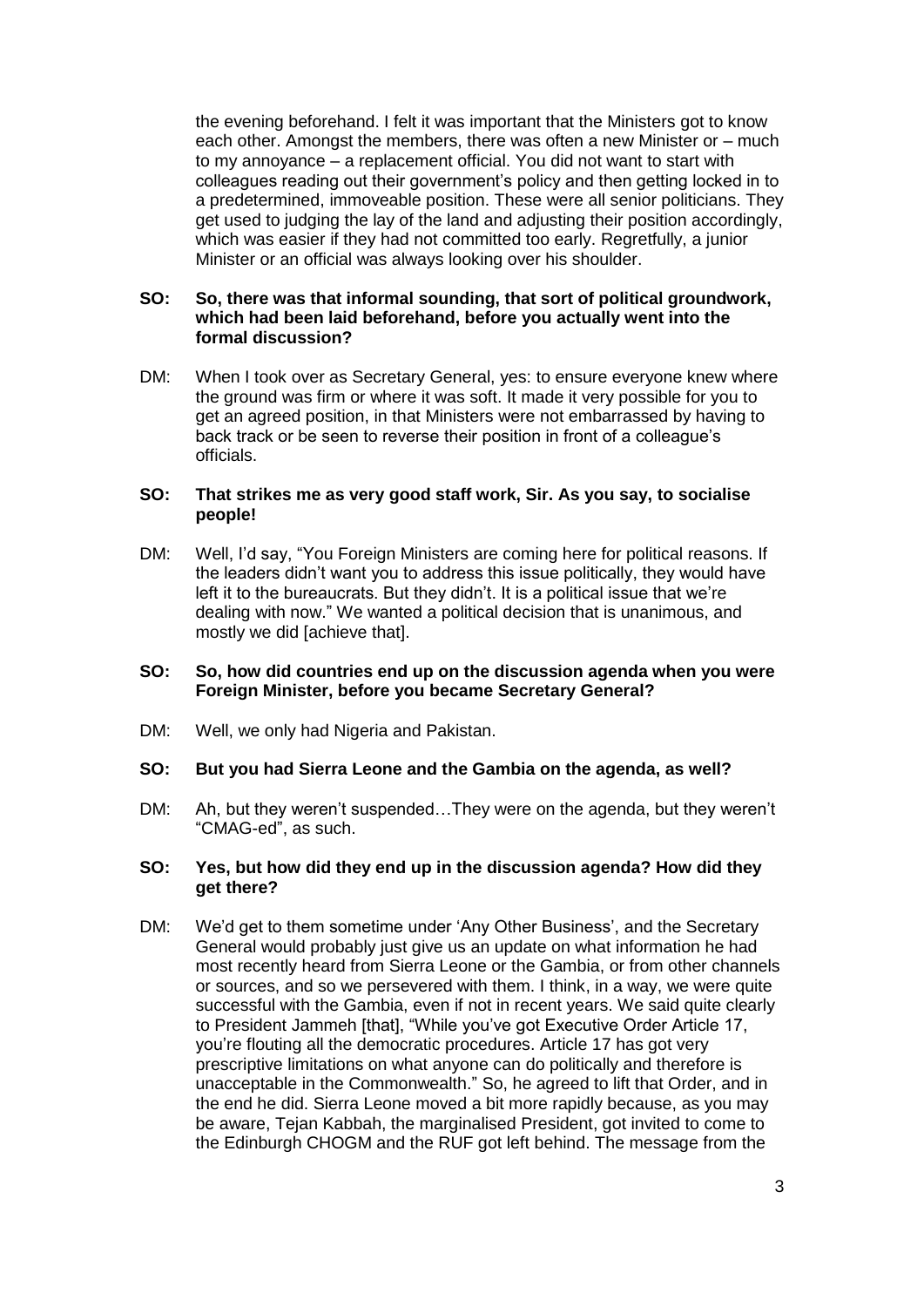the evening beforehand. I felt it was important that the Ministers got to know each other. Amongst the members, there was often a new Minister or – much to my annoyance – a replacement official. You did not want to start with colleagues reading out their government's policy and then getting locked in to a predetermined, immoveable position. These were all senior politicians. They get used to judging the lay of the land and adjusting their position accordingly, which was easier if they had not committed too early. Regretfully, a junior Minister or an official was always looking over his shoulder.

**SO: So, there was that informal sounding, that sort of political groundwork, which had been laid beforehand, before you actually went into the formal discussion?**

DM: When I took over as Secretary General, yes: to ensure everyone knew where the ground was firm or where it was soft. It made it very possible for you to get an agreed position, in that Ministers were not embarrassed by having to back track or be seen to reverse their position in front of a colleague's officials.

**SO: That strikes me as very good staff work, Sir. As you say, to socialise people!**

DM: Well, I'd say, "You Foreign Ministers are coming here for political reasons. If the leaders didn't want you to address this issue politically, they would have left it to the bureaucrats. But they didn't. It is a political issue that we're dealing with now." We wanted a political decision that is unanimous, and mostly we did [achieve that].

**SO: So, how did countries end up on the discussion agenda when you were Foreign Minister, before you became Secretary General?**

DM: Well, we only had Nigeria and Pakistan.

**SO: But you had Sierra Leone and the Gambia on the agenda, as well?**

DM: Ah, but they weren't suspended…They were on the agenda, but they weren't "CMAG-ed", as such.

**SO: Yes, but how did they end up in the discussion agenda? How did they get there?**

DM: We'd get to them sometime under 'Any Other Business', and the Secretary General would probably just give us an update on what information he had most recently heard from Sierra Leone or the Gambia, or from other channels or sources, and so we persevered with them. I think, in a way, we were quite successful with the Gambia, even if not in recent years. We said quite clearly to President Jammeh [that], "While you've got Executive Order Article 17, you're flouting all the democratic procedures. Article 17 has got very prescriptive limitations on what anyone can do politically and therefore is unacceptable in the Commonwealth." So, he agreed to lift that Order, and in the end he did. Sierra Leone moved a bit more rapidly because, as you may be aware, Tejan Kabbah, the marginalised President, got invited to come to the Edinburgh CHOGM and the RUF got left behind. The message from the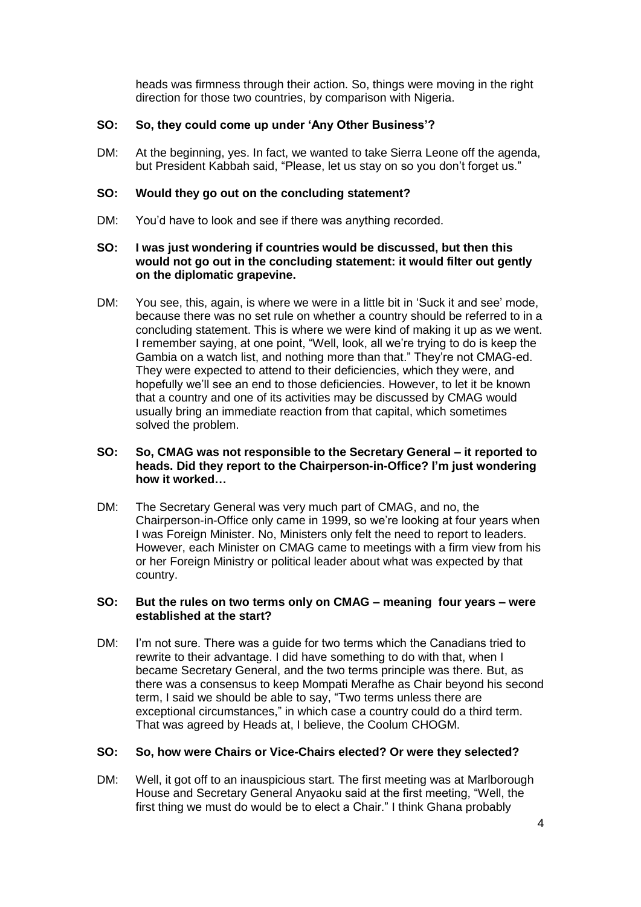heads was firmness through their action. So, things were moving in the right direction for those two countries, by comparison with Nigeria.

**SO: So, they could come up under 'Any Other Business'?**

DM: At the beginning, yes. In fact, we wanted to take Sierra Leone off the agenda, but President Kabbah said, "Please, let us stay on so you don't forget us."

**SO: Would they go out on the concluding statement?**

DM: You'd have to look and see if there was anything recorded.

**SO: I was just wondering if countries would be discussed, but then this would not go out in the concluding statement: it would filter out gently on the diplomatic grapevine.**

DM: You see, this, again, is where we were in a little bit in 'Suck it and see' mode, because there was no set rule on whether a country should be referred to in a concluding statement. This is where we were kind of making it up as we went. I remember saying, at one point, "Well, look, all we're trying to do is keep the Gambia on a watch list, and nothing more than that." They're not CMAG-ed. They were expected to attend to their deficiencies, which they were, and hopefully we'll see an end to those deficiencies. However, to let it be known that a country and one of its activities may be discussed by CMAG would usually bring an immediate reaction from that capital, which sometimes solved the problem.

**SO: So, CMAG was not responsible to the Secretary General – it reported to heads. Did they report to the Chairperson-in-Office? I'm just wondering how it worked…**

DM: The Secretary General was very much part of CMAG, and no, the Chairperson-in-Office only came in 1999, so we're looking at four years when I was Foreign Minister. No, Ministers only felt the need to report to leaders. However, each Minister on CMAG came to meetings with a firm view from his or her Foreign Ministry or political leader about what was expected by that country.

**SO: But the rules on two terms only on CMAG – meaning four years – were established at the start?**

DM: I'm not sure. There was a guide for two terms which the Canadians tried to rewrite to their advantage. I did have something to do with that, when I became Secretary General, and the two terms principle was there. But, as there was a consensus to keep Mompati Merafhe as Chair beyond his second term, I said we should be able to say, "Two terms unless there are exceptional circumstances," in which case a country could do a third term. That was agreed by Heads at, I believe, the Coolum CHOGM.

**SO: So, how were Chairs or Vice-Chairs elected? Or were they selected?**

DM: Well, it got off to an inauspicious start. The first meeting was at Marlborough House and Secretary General Anyaoku said at the first meeting, "Well, the first thing we must do would be to elect a Chair." I think Ghana probably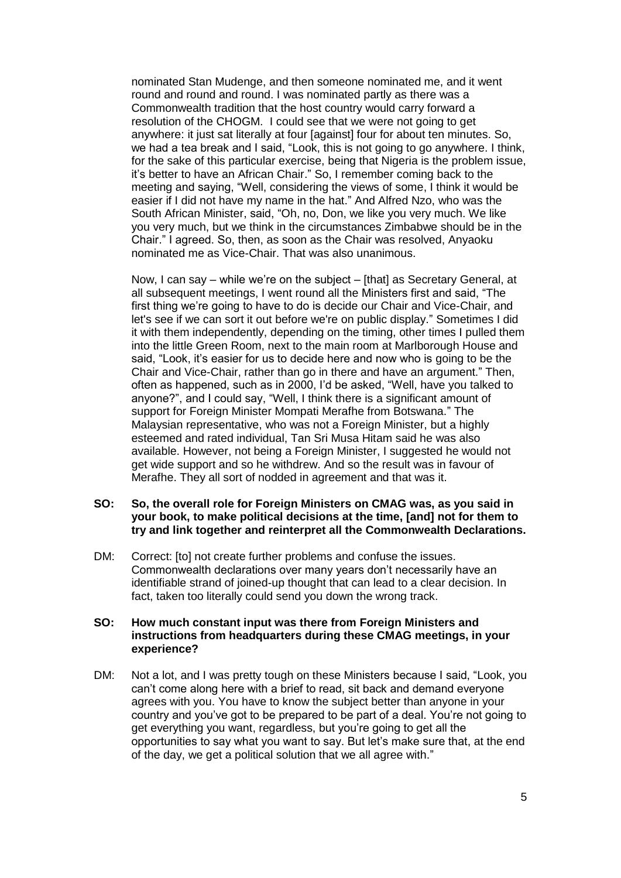nominated Stan Mudenge, and then someone nominated me, and it went round and round and round. I was nominated partly as there was a Commonwealth tradition that the host country would carry forward a resolution of the CHOGM. I could see that we were not going to get anywhere: it just sat literally at four [against] four for about ten minutes. So, we had a tea break and I said, "Look, this is not going to go anywhere. I think, for the sake of this particular exercise, being that Nigeria is the problem issue, it's better to have an African Chair." So, I remember coming back to the meeting and saying, "Well, considering the views of some, I think it would be easier if I did not have my name in the hat." And Alfred Nzo, who was the South African Minister, said, "Oh, no, Don, we like you very much. We like you very much, but we think in the circumstances Zimbabwe should be in the Chair." I agreed. So, then, as soon as the Chair was resolved, Anyaoku nominated me as Vice-Chair. That was also unanimous.

Now, I can say – while we're on the subject – [that] as Secretary General, at all subsequent meetings, I went round all the Ministers first and said, "The first thing we're going to have to do is decide our Chair and Vice-Chair, and let's see if we can sort it out before we're on public display." Sometimes I did it with them independently, depending on the timing, other times I pulled them into the little Green Room, next to the main room at Marlborough House and said, "Look, it's easier for us to decide here and now who is going to be the Chair and Vice-Chair, rather than go in there and have an argument." Then, often as happened, such as in 2000, I'd be asked, "Well, have you talked to anyone?", and I could say, "Well, I think there is a significant amount of support for Foreign Minister Mompati Merafhe from Botswana." The Malaysian representative, who was not a Foreign Minister, but a highly esteemed and rated individual, Tan Sri Musa Hitam said he was also available. However, not being a Foreign Minister, I suggested he would not get wide support and so he withdrew. And so the result was in favour of Merafhe. They all sort of nodded in agreement and that was it.

**SO: So, the overall role for Foreign Ministers on CMAG was, as you said in your book, to make political decisions at the time, [and] not for them to try and link together and reinterpret all the Commonwealth Declarations.**

DM: Correct: [to] not create further problems and confuse the issues. Commonwealth declarations over many years don't necessarily have an identifiable strand of joined-up thought that can lead to a clear decision. In fact, taken too literally could send you down the wrong track.

**SO: How much constant input was there from Foreign Ministers and instructions from headquarters during these CMAG meetings, in your experience?**

DM: Not a lot, and I was pretty tough on these Ministers because I said, "Look, you can't come along here with a brief to read, sit back and demand everyone agrees with you. You have to know the subject better than anyone in your country and you've got to be prepared to be part of a deal. You're not going to get everything you want, regardless, but you're going to get all the opportunities to say what you want to say. But let's make sure that, at the end of the day, we get a political solution that we all agree with."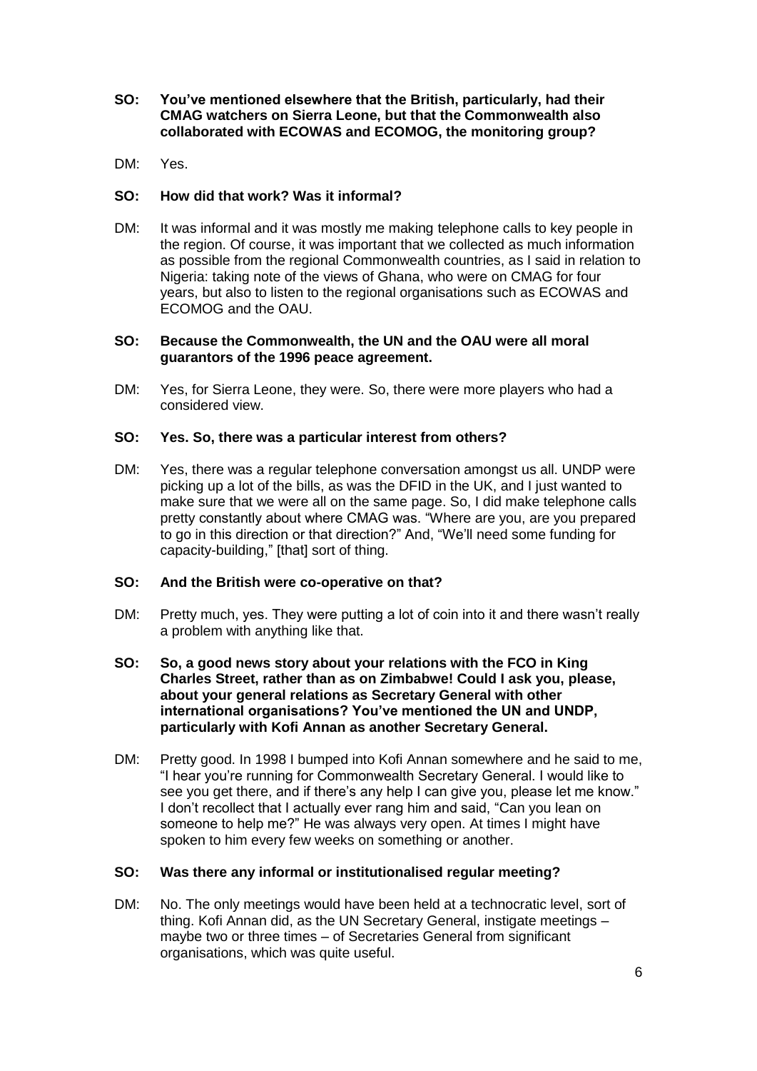**SO: You've mentioned elsewhere that the British, particularly, had their CMAG watchers on Sierra Leone, but that the Commonwealth also collaborated with ECOWAS and ECOMOG, the monitoring group?**

DM: Yes.

**SO: How did that work? Was it informal?**

DM: It was informal and it was mostly me making telephone calls to key people in the region. Of course, it was important that we collected as much information as possible from the regional Commonwealth countries, as I said in relation to Nigeria: taking note of the views of Ghana, who were on CMAG for four years, but also to listen to the regional organisations such as ECOWAS and ECOMOG and the OAU.

**SO: Because the Commonwealth, the UN and the OAU were all moral guarantors of the 1996 peace agreement.**

DM: Yes, for Sierra Leone, they were. So, there were more players who had a considered view.

**SO: Yes. So, there was a particular interest from others?**

DM: Yes, there was a regular telephone conversation amongst us all. UNDP were picking up a lot of the bills, as was the DFID in the UK, and I just wanted to make sure that we were all on the same page. So, I did make telephone calls pretty constantly about where CMAG was. "Where are you, are you prepared to go in this direction or that direction?" And, "We'll need some funding for capacity-building," [that] sort of thing.

**SO: And the British were co-operative on that?**

DM: Pretty much, yes. They were putting a lot of coin into it and there wasn't really a problem with anything like that.

**SO: So, a good news story about your relations with the FCO in King Charles Street, rather than as on Zimbabwe! Could I ask you, please, about your general relations as Secretary General with other international organisations? You've mentioned the UN and UNDP, particularly with Kofi Annan as another Secretary General.**

DM: Pretty good. In 1998 I bumped into Kofi Annan somewhere and he said to me, "I hear you're running for Commonwealth Secretary General. I would like to see you get there, and if there's any help I can give you, please let me know." I don't recollect that I actually ever rang him and said, "Can you lean on someone to help me?" He was always very open. At times I might have spoken to him every few weeks on something or another.

**SO: Was there any informal or institutionalised regular meeting?**

DM: No. The only meetings would have been held at a technocratic level, sort of thing. Kofi Annan did, as the UN Secretary General, instigate meetings – maybe two or three times – of Secretaries General from significant organisations, which was quite useful.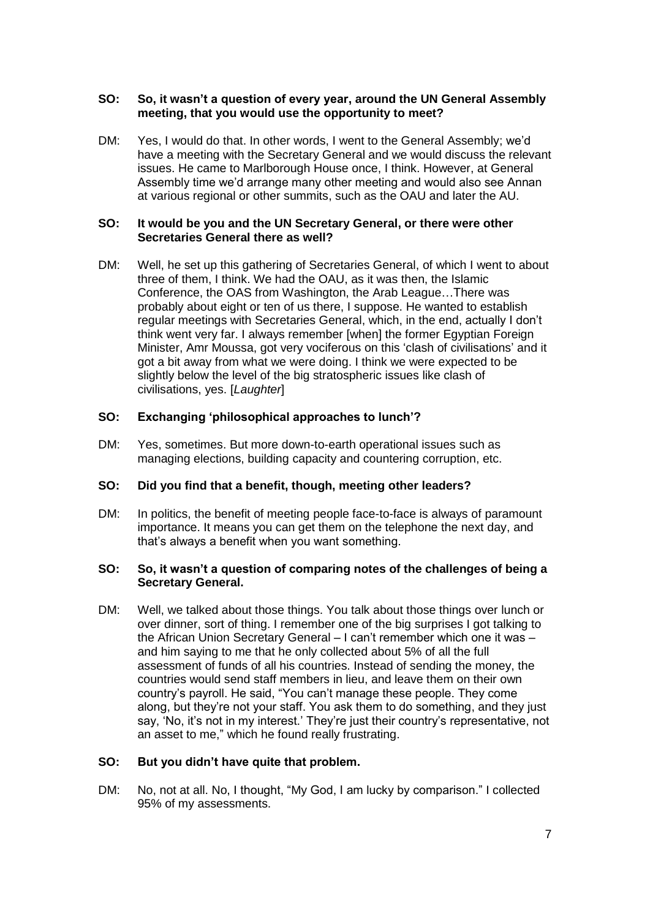**SO: So, it wasn't a question of every year, around the UN General Assembly meeting, that you would use the opportunity to meet?**

DM: Yes, I would do that. In other words, I went to the General Assembly; we'd have a meeting with the Secretary General and we would discuss the relevant issues. He came to Marlborough House once, I think. However, at General Assembly time we'd arrange many other meeting and would also see Annan at various regional or other summits, such as the OAU and later the AU.

**SO: It would be you and the UN Secretary General, or there were other Secretaries General there as well?**

DM: Well, he set up this gathering of Secretaries General, of which I went to about three of them, I think. We had the OAU, as it was then, the Islamic Conference, the OAS from Washington, the Arab League…There was probably about eight or ten of us there, I suppose. He wanted to establish regular meetings with Secretaries General, which, in the end, actually I don't think went very far. I always remember [when] the former Egyptian Foreign Minister, Amr Moussa, got very vociferous on this 'clash of civilisations' and it got a bit away from what we were doing. I think we were expected to be slightly below the level of the big stratospheric issues like clash of civilisations, yes. [*Laughter*]

**SO: Exchanging 'philosophical approaches to lunch'?**

DM: Yes, sometimes. But more down-to-earth operational issues such as managing elections, building capacity and countering corruption, etc.

**SO: Did you find that a benefit, though, meeting other leaders?**

DM: In politics, the benefit of meeting people face-to-face is always of paramount importance. It means you can get them on the telephone the next day, and that's always a benefit when you want something.

**SO: So, it wasn't a question of comparing notes of the challenges of being a Secretary General.**

DM: Well, we talked about those things. You talk about those things over lunch or over dinner, sort of thing. I remember one of the big surprises I got talking to the African Union Secretary General – I can't remember which one it was – and him saying to me that he only collected about 5% of all the full assessment of funds of all his countries. Instead of sending the money, the countries would send staff members in lieu, and leave them on their own country's payroll. He said, "You can't manage these people. They come along, but they're not your staff. You ask them to do something, and they just say, 'No, it's not in my interest.' They're just their country's representative, not an asset to me," which he found really frustrating.

**SO: But you didn't have quite that problem.**

DM: No, not at all. No, I thought, "My God, I am lucky by comparison." I collected 95% of my assessments.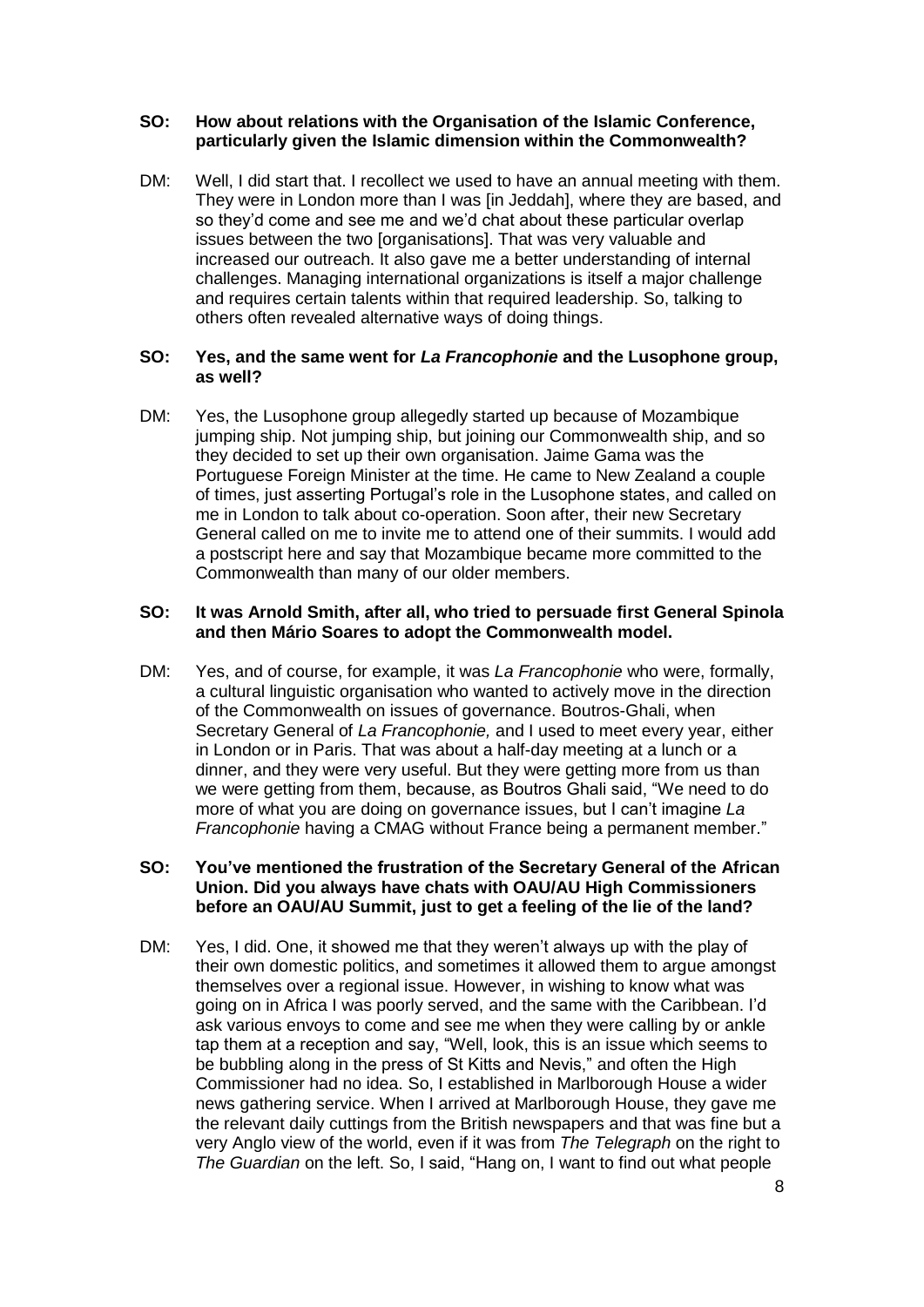**SO: How about relations with the Organisation of the Islamic Conference, particularly given the Islamic dimension within the Commonwealth?**

DM: Well, I did start that. I recollect we used to have an annual meeting with them. They were in London more than I was [in Jeddah], where they are based, and so they'd come and see me and we'd chat about these particular overlap issues between the two [organisations]. That was very valuable and increased our outreach. It also gave me a better understanding of internal challenges. Managing international organizations is itself a major challenge and requires certain talents within that required leadership. So, talking to others often revealed alternative ways of doing things.

**SO: Yes, and the same went for *La Francophonie* and the Lusophone group, as well?**

DM: Yes, the Lusophone group allegedly started up because of Mozambique jumping ship. Not jumping ship, but joining our Commonwealth ship, and so they decided to set up their own organisation. Jaime Gama was the Portuguese Foreign Minister at the time. He came to New Zealand a couple of times, just asserting Portugal's role in the Lusophone states, and called on me in London to talk about co-operation. Soon after, their new Secretary General called on me to invite me to attend one of their summits. I would add a postscript here and say that Mozambique became more committed to the Commonwealth than many of our older members.

**SO: It was Arnold Smith, after all, who tried to persuade first General Spinola and then Mário Soares to adopt the Commonwealth model.**

DM: Yes, and of course, for example, it was *La Francophonie* who were, formally, a cultural linguistic organisation who wanted to actively move in the direction of the Commonwealth on issues of governance. Boutros-Ghali, when Secretary General of *La Francophonie,* and I used to meet every year, either in London or in Paris. That was about a half-day meeting at a lunch or a dinner, and they were very useful. But they were getting more from us than we were getting from them, because, as Boutros Ghali said, "We need to do more of what you are doing on governance issues, but I can't imagine *La Francophonie* having a CMAG without France being a permanent member."

**SO: You've mentioned the frustration of the Secretary General of the African Union. Did you always have chats with OAU/AU High Commissioners before an OAU/AU Summit, just to get a feeling of the lie of the land?**

DM: Yes, I did. One, it showed me that they weren't always up with the play of their own domestic politics, and sometimes it allowed them to argue amongst themselves over a regional issue. However, in wishing to know what was going on in Africa I was poorly served, and the same with the Caribbean. I'd ask various envoys to come and see me when they were calling by or ankle tap them at a reception and say, "Well, look, this is an issue which seems to be bubbling along in the press of St Kitts and Nevis," and often the High Commissioner had no idea. So, I established in Marlborough House a wider news gathering service. When I arrived at Marlborough House, they gave me the relevant daily cuttings from the British newspapers and that was fine but a very Anglo view of the world, even if it was from *The Telegraph* on the right to *The Guardian* on the left. So, I said, "Hang on, I want to find out what people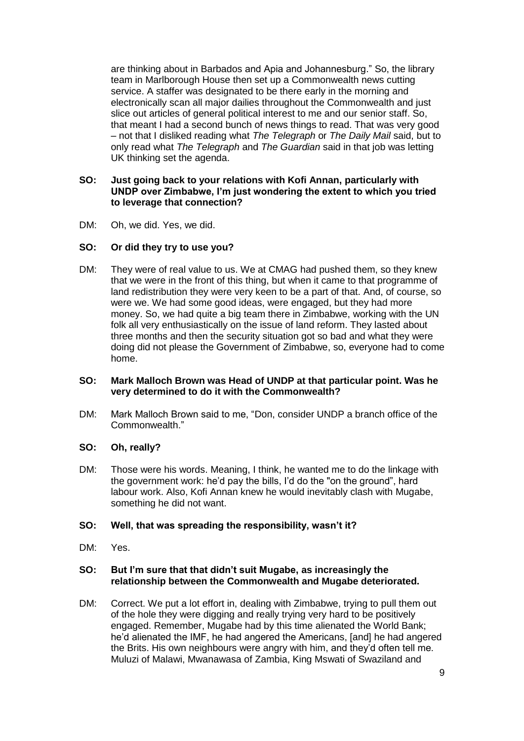are thinking about in Barbados and Apia and Johannesburg." So, the library team in Marlborough House then set up a Commonwealth news cutting service. A staffer was designated to be there early in the morning and electronically scan all major dailies throughout the Commonwealth and just slice out articles of general political interest to me and our senior staff. So, that meant I had a second bunch of news things to read. That was very good – not that I disliked reading what *The Telegraph* or *The Daily Mail* said, but to only read what *The Telegraph* and *The Guardian* said in that job was letting UK thinking set the agenda.

**SO: Just going back to your relations with Kofi Annan, particularly with UNDP over Zimbabwe, I'm just wondering the extent to which you tried to leverage that connection?**

DM: Oh, we did. Yes, we did.

**SO: Or did they try to use you?**

DM: They were of real value to us. We at CMAG had pushed them, so they knew that we were in the front of this thing, but when it came to that programme of land redistribution they were very keen to be a part of that. And, of course, so were we. We had some good ideas, were engaged, but they had more money. So, we had quite a big team there in Zimbabwe, working with the UN folk all very enthusiastically on the issue of land reform. They lasted about three months and then the security situation got so bad and what they were doing did not please the Government of Zimbabwe, so, everyone had to come home.

**SO: Mark Malloch Brown was Head of UNDP at that particular point. Was he very determined to do it with the Commonwealth?**

DM: Mark Malloch Brown said to me, "Don, consider UNDP a branch office of the Commonwealth."

**SO: Oh, really?**

DM: Those were his words. Meaning, I think, he wanted me to do the linkage with the government work: he'd pay the bills, I'd do the "on the ground", hard labour work. Also, Kofi Annan knew he would inevitably clash with Mugabe, something he did not want.

**SO: Well, that was spreading the responsibility, wasn't it?**

DM: Yes.

**SO: But I'm sure that that didn't suit Mugabe, as increasingly the relationship between the Commonwealth and Mugabe deteriorated.**

DM: Correct. We put a lot effort in, dealing with Zimbabwe, trying to pull them out of the hole they were digging and really trying very hard to be positively engaged. Remember, Mugabe had by this time alienated the World Bank; he'd alienated the IMF, he had angered the Americans, [and] he had angered the Brits. His own neighbours were angry with him, and they'd often tell me. Muluzi of Malawi, Mwanawasa of Zambia, King Mswati of Swaziland and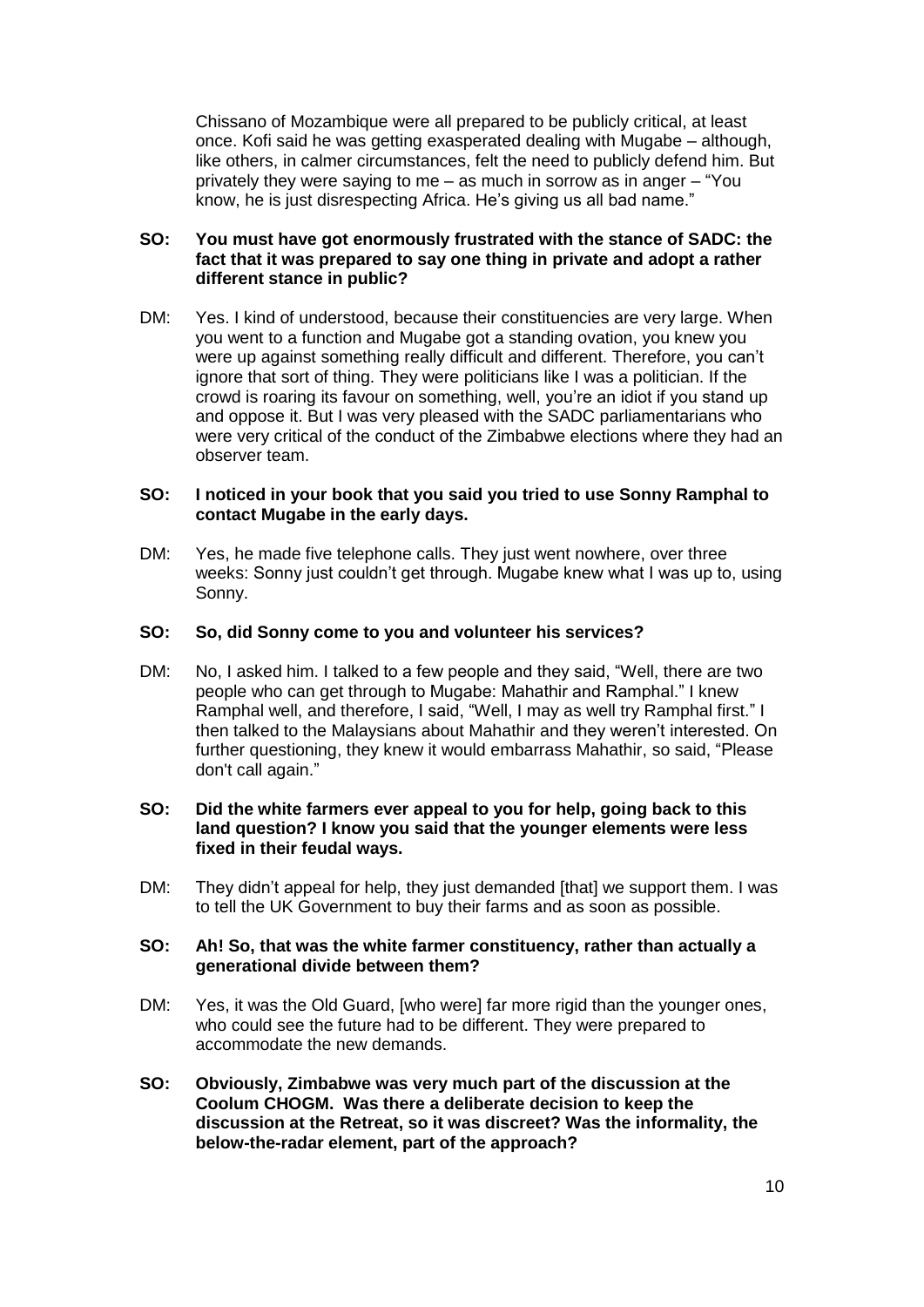Chissano of Mozambique were all prepared to be publicly critical, at least once. Kofi said he was getting exasperated dealing with Mugabe – although, like others, in calmer circumstances, felt the need to publicly defend him. But privately they were saying to me – as much in sorrow as in anger – "You know, he is just disrespecting Africa. He's giving us all bad name."

**SO: You must have got enormously frustrated with the stance of SADC: the fact that it was prepared to say one thing in private and adopt a rather different stance in public?**

DM: Yes. I kind of understood, because their constituencies are very large. When you went to a function and Mugabe got a standing ovation, you knew you were up against something really difficult and different. Therefore, you can't ignore that sort of thing. They were politicians like I was a politician. If the crowd is roaring its favour on something, well, you're an idiot if you stand up and oppose it. But I was very pleased with the SADC parliamentarians who were very critical of the conduct of the Zimbabwe elections where they had an observer team.

**SO: I noticed in your book that you said you tried to use Sonny Ramphal to contact Mugabe in the early days.**

DM: Yes, he made five telephone calls. They just went nowhere, over three weeks: Sonny just couldn't get through. Mugabe knew what I was up to, using Sonny.

**SO: So, did Sonny come to you and volunteer his services?**

DM: No, I asked him. I talked to a few people and they said, "Well, there are two people who can get through to Mugabe: Mahathir and Ramphal." I knew Ramphal well, and therefore, I said, "Well, I may as well try Ramphal first." I then talked to the Malaysians about Mahathir and they weren't interested. On further questioning, they knew it would embarrass Mahathir, so said, "Please don't call again."

**SO: Did the white farmers ever appeal to you for help, going back to this land question? I know you said that the younger elements were less fixed in their feudal ways.**

DM: They didn't appeal for help, they just demanded [that] we support them. I was to tell the UK Government to buy their farms and as soon as possible.

**SO: Ah! So, that was the white farmer constituency, rather than actually a generational divide between them?**

DM: Yes, it was the Old Guard, [who were] far more rigid than the younger ones, who could see the future had to be different. They were prepared to accommodate the new demands.

**SO: Obviously, Zimbabwe was very much part of the discussion at the Coolum CHOGM. Was there a deliberate decision to keep the discussion at the Retreat, so it was discreet? Was the informality, the below-the-radar element, part of the approach?**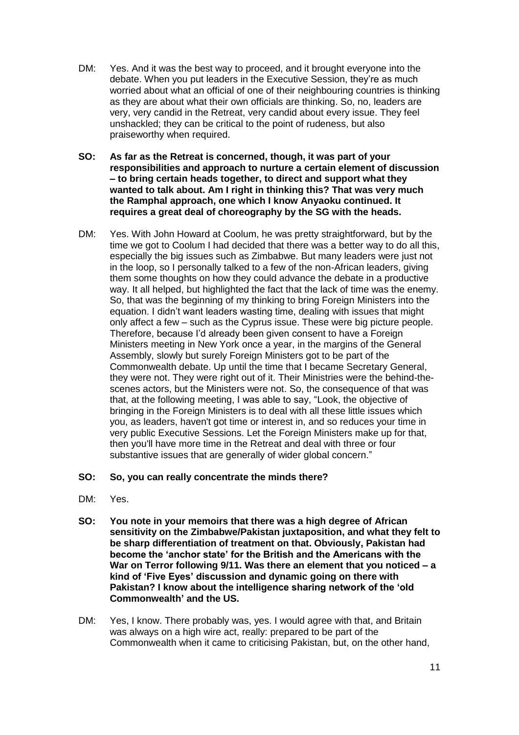DM: Yes. And it was the best way to proceed, and it brought everyone into the debate. When you put leaders in the Executive Session, they're as much worried about what an official of one of their neighbouring countries is thinking as they are about what their own officials are thinking. So, no, leaders are very, very candid in the Retreat, very candid about every issue. They feel unshackled; they can be critical to the point of rudeness, but also praiseworthy when required.

**SO: As far as the Retreat is concerned, though, it was part of your responsibilities and approach to nurture a certain element of discussion – to bring certain heads together, to direct and support what they wanted to talk about. Am I right in thinking this? That was very much the Ramphal approach, one which I know Anyaoku continued. It requires a great deal of choreography by the SG with the heads.**

DM: Yes. With John Howard at Coolum, he was pretty straightforward, but by the time we got to Coolum I had decided that there was a better way to do all this, especially the big issues such as Zimbabwe. But many leaders were just not in the loop, so I personally talked to a few of the non-African leaders, giving them some thoughts on how they could advance the debate in a productive way. It all helped, but highlighted the fact that the lack of time was the enemy. So, that was the beginning of my thinking to bring Foreign Ministers into the equation. I didn't want leaders wasting time, dealing with issues that might only affect a few – such as the Cyprus issue. These were big picture people. Therefore, because I'd already been given consent to have a Foreign Ministers meeting in New York once a year, in the margins of the General Assembly, slowly but surely Foreign Ministers got to be part of the Commonwealth debate. Up until the time that I became Secretary General, they were not. They were right out of it. Their Ministries were the behind-the-scenes actors, but the Ministers were not. So, the consequence of that was that, at the following meeting, I was able to say, "Look, the objective of bringing in the Foreign Ministers is to deal with all these little issues which you, as leaders, haven't got time or interest in, and so reduces your time in very public Executive Sessions. Let the Foreign Ministers make up for that, then you'll have more time in the Retreat and deal with three or four substantive issues that are generally of wider global concern."

**SO: So, you can really concentrate the minds there?**

DM: Yes.

**SO: You note in your memoirs that there was a high degree of African sensitivity on the Zimbabwe/Pakistan juxtaposition, and what they felt to be sharp differentiation of treatment on that. Obviously, Pakistan had become the 'anchor state' for the British and the Americans with the War on Terror following 9/11. Was there an element that you noticed – a kind of 'Five Eyes' discussion and dynamic going on there with Pakistan? I know about the intelligence sharing network of the 'old Commonwealth' and the US.**

DM: Yes, I know. There probably was, yes. I would agree with that, and Britain was always on a high wire act, really: prepared to be part of the Commonwealth when it came to criticising Pakistan, but, on the other hand,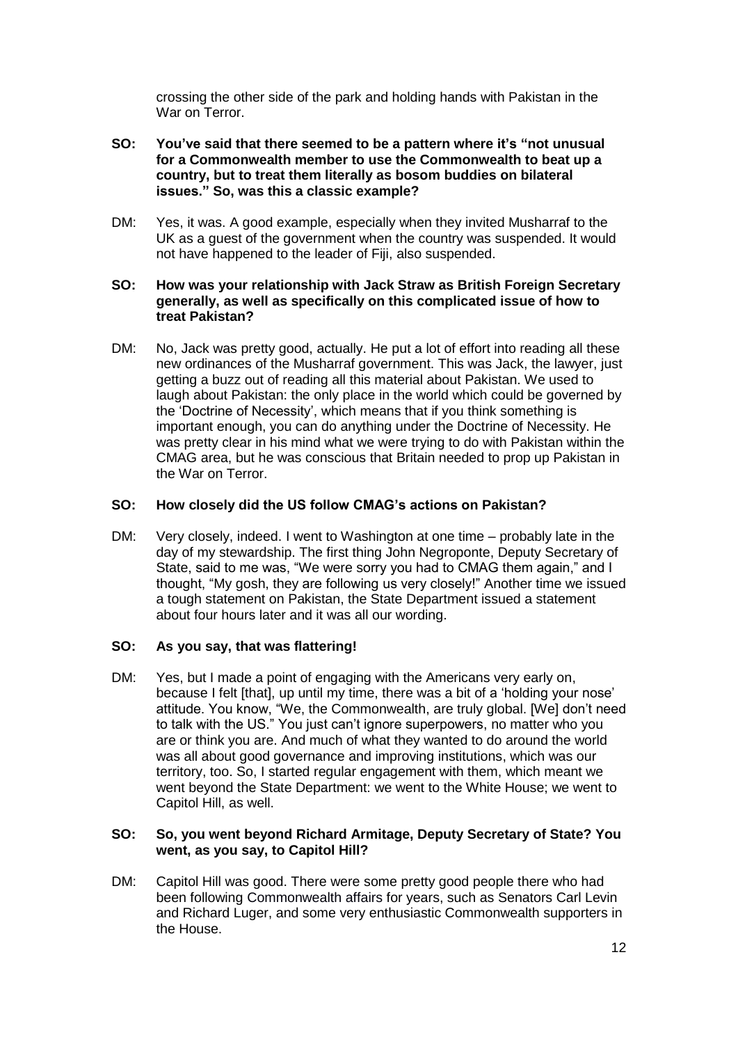crossing the other side of the park and holding hands with Pakistan in the War on Terror.

**SO: You've said that there seemed to be a pattern where it's "not unusual for a Commonwealth member to use the Commonwealth to beat up a country, but to treat them literally as bosom buddies on bilateral issues." So, was this a classic example?**

DM: Yes, it was. A good example, especially when they invited Musharraf to the UK as a guest of the government when the country was suspended. It would not have happened to the leader of Fiji, also suspended.

**SO: How was your relationship with Jack Straw as British Foreign Secretary generally, as well as specifically on this complicated issue of how to treat Pakistan?**

DM: No, Jack was pretty good, actually. He put a lot of effort into reading all these new ordinances of the Musharraf government. This was Jack, the lawyer, just getting a buzz out of reading all this material about Pakistan. We used to laugh about Pakistan: the only place in the world which could be governed by the 'Doctrine of Necessity', which means that if you think something is important enough, you can do anything under the Doctrine of Necessity. He was pretty clear in his mind what we were trying to do with Pakistan within the CMAG area, but he was conscious that Britain needed to prop up Pakistan in the War on Terror.

**SO: How closely did the US follow CMAG's actions on Pakistan?**

DM: Very closely, indeed. I went to Washington at one time – probably late in the day of my stewardship. The first thing John Negroponte, Deputy Secretary of State, said to me was, "We were sorry you had to CMAG them again," and I thought, "My gosh, they are following us very closely!" Another time we issued a tough statement on Pakistan, the State Department issued a statement about four hours later and it was all our wording.

**SO: As you say, that was flattering!**

DM: Yes, but I made a point of engaging with the Americans very early on, because I felt [that], up until my time, there was a bit of a 'holding your nose' attitude. You know, "We, the Commonwealth, are truly global. [We] don't need to talk with the US." You just can't ignore superpowers, no matter who you are or think you are. And much of what they wanted to do around the world was all about good governance and improving institutions, which was our territory, too. So, I started regular engagement with them, which meant we went beyond the State Department: we went to the White House; we went to Capitol Hill, as well.

**SO: So, you went beyond Richard Armitage, Deputy Secretary of State? You went, as you say, to Capitol Hill?**

DM: Capitol Hill was good. There were some pretty good people there who had been following Commonwealth affairs for years, such as Senators Carl Levin and Richard Luger, and some very enthusiastic Commonwealth supporters in the House.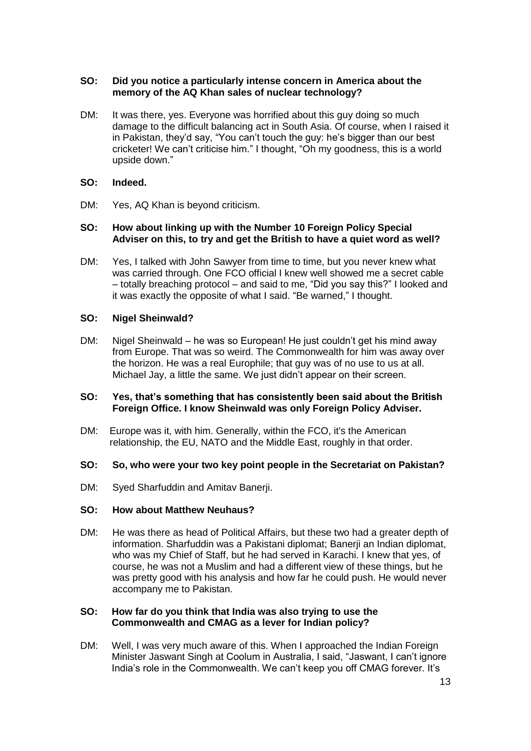**SO: Did you notice a particularly intense concern in America about the memory of the AQ Khan sales of nuclear technology?**

DM: It was there, yes. Everyone was horrified about this guy doing so much damage to the difficult balancing act in South Asia. Of course, when I raised it in Pakistan, they'd say, "You can't touch the guy: he's bigger than our best cricketer! We can't criticise him." I thought, "Oh my goodness, this is a world upside down."

**SO: Indeed.**

DM: Yes, AQ Khan is beyond criticism.

**SO: How about linking up with the Number 10 Foreign Policy Special Adviser on this, to try and get the British to have a quiet word as well?**

DM: Yes, I talked with John Sawyer from time to time, but you never knew what was carried through. One FCO official I knew well showed me a secret cable – totally breaching protocol – and said to me, "Did you say this?" I looked and it was exactly the opposite of what I said. "Be warned," I thought.

**SO: Nigel Sheinwald?**

DM: Nigel Sheinwald – he was so European! He just couldn't get his mind away from Europe. That was so weird. The Commonwealth for him was away over the horizon. He was a real Europhile; that guy was of no use to us at all. Michael Jay, a little the same. We just didn't appear on their screen.

**SO: Yes, that's something that has consistently been said about the British Foreign Office. I know Sheinwald was only Foreign Policy Adviser.**

DM: Europe was it, with him. Generally, within the FCO, it's the American relationship, the EU, NATO and the Middle East, roughly in that order.

**SO: So, who were your two key point people in the Secretariat on Pakistan?**

DM: Syed Sharfuddin and Amitav Banerji.

**SO: How about Matthew Neuhaus?**

DM: He was there as head of Political Affairs, but these two had a greater depth of information. Sharfuddin was a Pakistani diplomat; Banerji an Indian diplomat, who was my Chief of Staff, but he had served in Karachi. I knew that yes, of course, he was not a Muslim and had a different view of these things, but he was pretty good with his analysis and how far he could push. He would never accompany me to Pakistan.

**SO: How far do you think that India was also trying to use the Commonwealth and CMAG as a lever for Indian policy?**

DM: Well, I was very much aware of this. When I approached the Indian Foreign Minister Jaswant Singh at Coolum in Australia, I said, "Jaswant, I can't ignore India's role in the Commonwealth. We can't keep you off CMAG forever. It's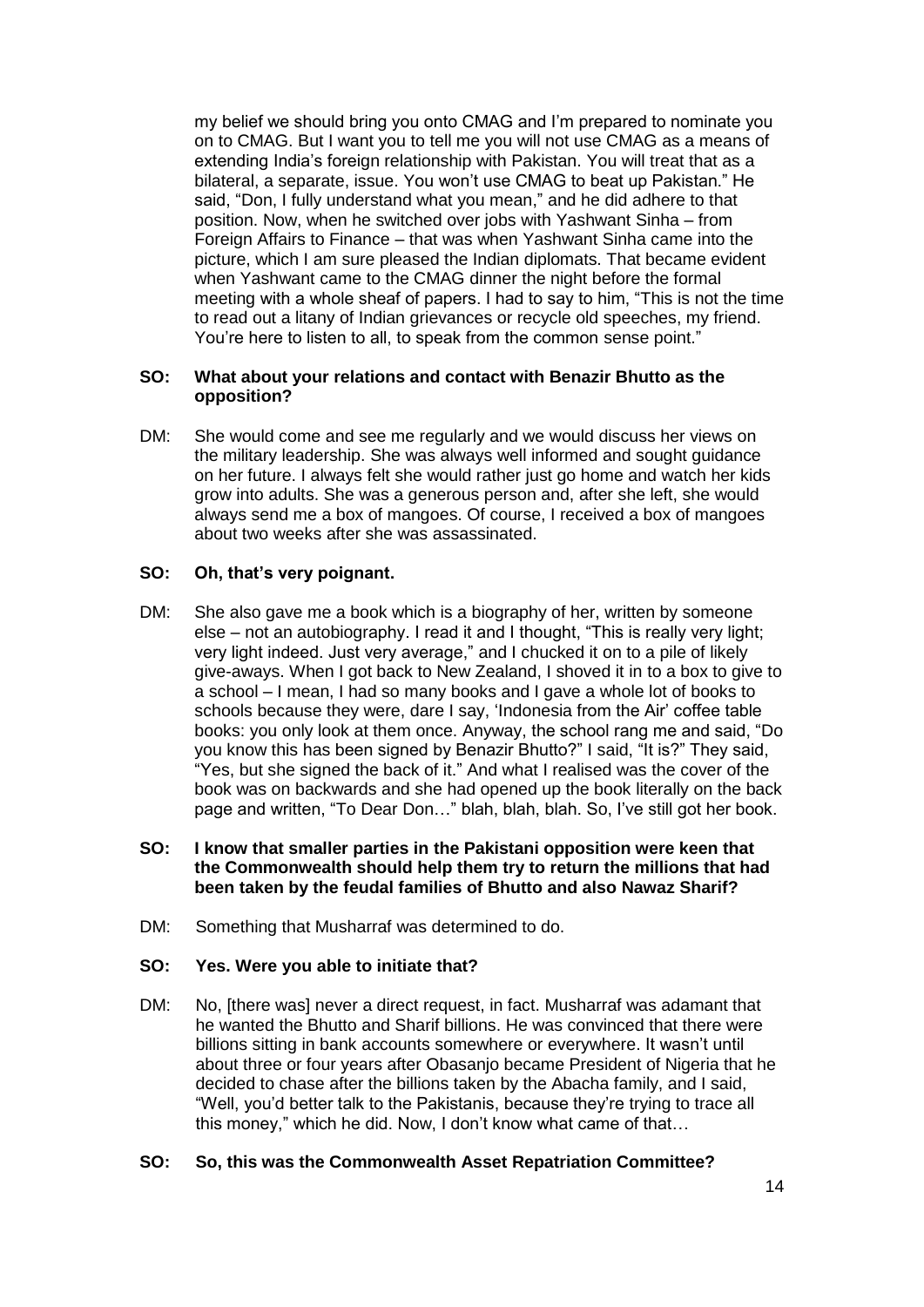my belief we should bring you onto CMAG and I'm prepared to nominate you on to CMAG. But I want you to tell me you will not use CMAG as a means of extending India's foreign relationship with Pakistan. You will treat that as a bilateral, a separate, issue. You won't use CMAG to beat up Pakistan." He said, "Don, I fully understand what you mean," and he did adhere to that position. Now, when he switched over jobs with Yashwant Sinha – from Foreign Affairs to Finance – that was when Yashwant Sinha came into the picture, which I am sure pleased the Indian diplomats. That became evident when Yashwant came to the CMAG dinner the night before the formal meeting with a whole sheaf of papers. I had to say to him, "This is not the time to read out a litany of Indian grievances or recycle old speeches, my friend. You're here to listen to all, to speak from the common sense point."

**SO: What about your relations and contact with Benazir Bhutto as the opposition?**

DM: She would come and see me regularly and we would discuss her views on the military leadership. She was always well informed and sought guidance on her future. I always felt she would rather just go home and watch her kids grow into adults. She was a generous person and, after she left, she would always send me a box of mangoes. Of course, I received a box of mangoes about two weeks after she was assassinated.

**SO: Oh, that's very poignant.**

DM: She also gave me a book which is a biography of her, written by someone else – not an autobiography. I read it and I thought, "This is really very light; very light indeed. Just very average," and I chucked it on to a pile of likely give-aways. When I got back to New Zealand, I shoved it in to a box to give to a school – I mean, I had so many books and I gave a whole lot of books to schools because they were, dare I say, 'Indonesia from the Air' coffee table books: you only look at them once. Anyway, the school rang me and said, "Do you know this has been signed by Benazir Bhutto?" I said, "It is?" They said, "Yes, but she signed the back of it." And what I realised was the cover of the book was on backwards and she had opened up the book literally on the back page and written, "To Dear Don…" blah, blah, blah. So, I've still got her book.

**SO: I know that smaller parties in the Pakistani opposition were keen that the Commonwealth should help them try to return the millions that had been taken by the feudal families of Bhutto and also Nawaz Sharif?**

DM: Something that Musharraf was determined to do.

**SO: Yes. Were you able to initiate that?**

DM: No, [there was] never a direct request, in fact. Musharraf was adamant that he wanted the Bhutto and Sharif billions. He was convinced that there were billions sitting in bank accounts somewhere or everywhere. It wasn't until about three or four years after Obasanjo became President of Nigeria that he decided to chase after the billions taken by the Abacha family, and I said, "Well, you'd better talk to the Pakistanis, because they're trying to trace all this money," which he did. Now, I don't know what came of that…

**SO: So, this was the Commonwealth Asset Repatriation Committee?**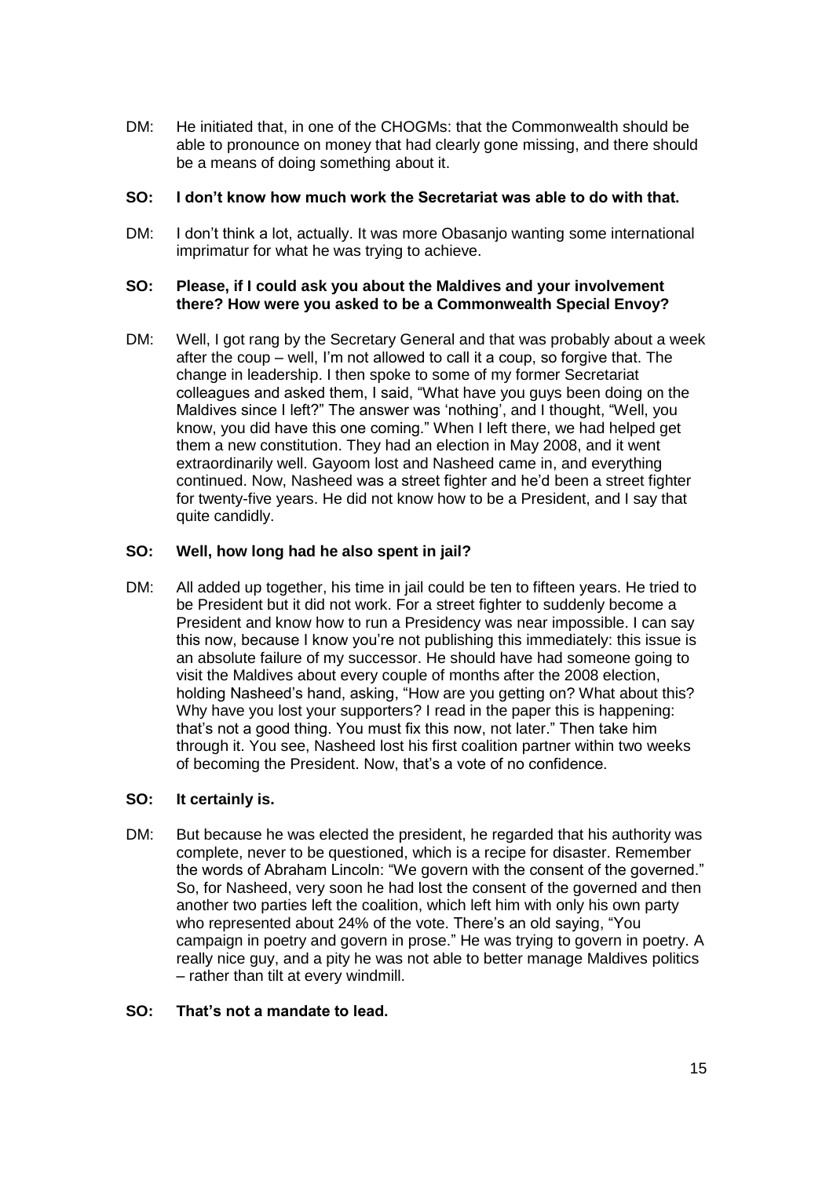DM: He initiated that, in one of the CHOGMs: that the Commonwealth should be able to pronounce on money that had clearly gone missing, and there should be a means of doing something about it.

**SO: I don't know how much work the Secretariat was able to do with that.**

DM: I don't think a lot, actually. It was more Obasanjo wanting some international imprimatur for what he was trying to achieve.

**SO: Please, if I could ask you about the Maldives and your involvement there? How were you asked to be a Commonwealth Special Envoy?**

DM: Well, I got rang by the Secretary General and that was probably about a week after the coup – well, I'm not allowed to call it a coup, so forgive that. The change in leadership. I then spoke to some of my former Secretariat colleagues and asked them, I said, "What have you guys been doing on the Maldives since I left?" The answer was 'nothing', and I thought, "Well, you know, you did have this one coming." When I left there, we had helped get them a new constitution. They had an election in May 2008, and it went extraordinarily well. Gayoom lost and Nasheed came in, and everything continued. Now, Nasheed was a street fighter and he'd been a street fighter for twenty-five years. He did not know how to be a President, and I say that quite candidly.

**SO: Well, how long had he also spent in jail?**

DM: All added up together, his time in jail could be ten to fifteen years. He tried to be President but it did not work. For a street fighter to suddenly become a President and know how to run a Presidency was near impossible. I can say this now, because I know you're not publishing this immediately: this issue is an absolute failure of my successor. He should have had someone going to visit the Maldives about every couple of months after the 2008 election, holding Nasheed's hand, asking, "How are you getting on? What about this? Why have you lost your supporters? I read in the paper this is happening: that's not a good thing. You must fix this now, not later." Then take him through it. You see, Nasheed lost his first coalition partner within two weeks of becoming the President. Now, that's a vote of no confidence.

**SO: It certainly is.**

DM: But because he was elected the president, he regarded that his authority was complete, never to be questioned, which is a recipe for disaster. Remember the words of Abraham Lincoln: "We govern with the consent of the governed." So, for Nasheed, very soon he had lost the consent of the governed and then another two parties left the coalition, which left him with only his own party who represented about 24% of the vote. There's an old saying, "You campaign in poetry and govern in prose." He was trying to govern in poetry. A really nice guy, and a pity he was not able to better manage Maldives politics – rather than tilt at every windmill.

**SO: That's not a mandate to lead.**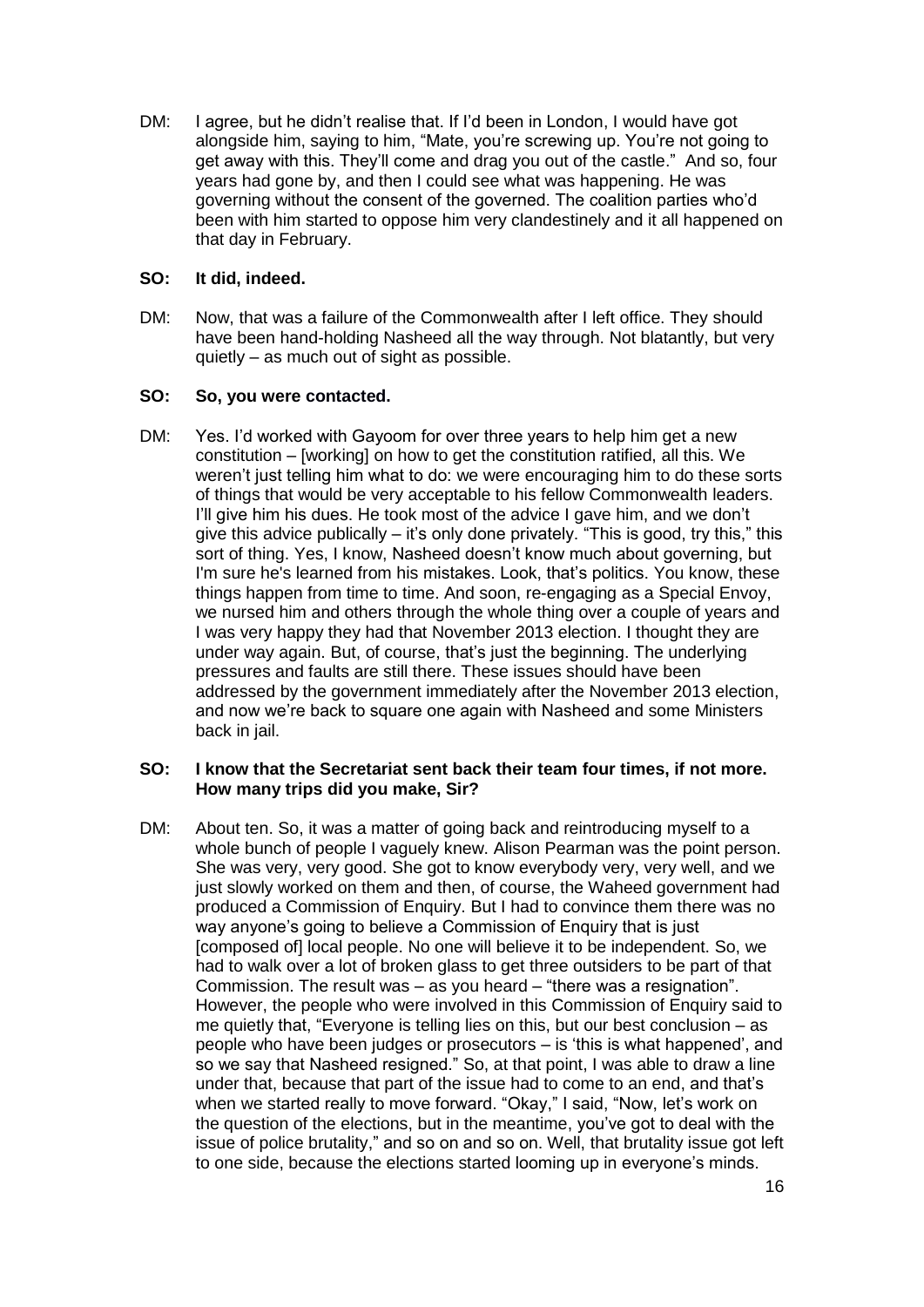DM: I agree, but he didn't realise that. If I'd been in London, I would have got alongside him, saying to him, "Mate, you're screwing up. You're not going to get away with this. They'll come and drag you out of the castle." And so, four years had gone by, and then I could see what was happening. He was governing without the consent of the governed. The coalition parties who'd been with him started to oppose him very clandestinely and it all happened on that day in February.

**SO: It did, indeed.**

DM: Now, that was a failure of the Commonwealth after I left office. They should have been hand-holding Nasheed all the way through. Not blatantly, but very quietly – as much out of sight as possible.

**SO: So, you were contacted.**

DM: Yes. I'd worked with Gayoom for over three years to help him get a new constitution – [working] on how to get the constitution ratified, all this. We weren't just telling him what to do: we were encouraging him to do these sorts of things that would be very acceptable to his fellow Commonwealth leaders. I'll give him his dues. He took most of the advice I gave him, and we don't give this advice publically – it's only done privately. "This is good, try this," this sort of thing. Yes, I know, Nasheed doesn't know much about governing, but I'm sure he's learned from his mistakes. Look, that's politics. You know, these things happen from time to time. And soon, re-engaging as a Special Envoy, we nursed him and others through the whole thing over a couple of years and I was very happy they had that November 2013 election. I thought they are under way again. But, of course, that's just the beginning. The underlying pressures and faults are still there. These issues should have been addressed by the government immediately after the November 2013 election, and now we're back to square one again with Nasheed and some Ministers back in jail.

**SO: I know that the Secretariat sent back their team four times, if not more. How many trips did you make, Sir?**

DM: About ten. So, it was a matter of going back and reintroducing myself to a whole bunch of people I vaguely knew. Alison Pearman was the point person. She was very, very good. She got to know everybody very, very well, and we just slowly worked on them and then, of course, the Waheed government had produced a Commission of Enquiry. But I had to convince them there was no way anyone's going to believe a Commission of Enquiry that is just [composed of] local people. No one will believe it to be independent. So, we had to walk over a lot of broken glass to get three outsiders to be part of that Commission. The result was – as you heard – "there was a resignation". However, the people who were involved in this Commission of Enquiry said to me quietly that, "Everyone is telling lies on this, but our best conclusion – as people who have been judges or prosecutors – is 'this is what happened', and so we say that Nasheed resigned." So, at that point, I was able to draw a line under that, because that part of the issue had to come to an end, and that's when we started really to move forward. "Okay," I said, "Now, let's work on the question of the elections, but in the meantime, you've got to deal with the issue of police brutality," and so on and so on. Well, that brutality issue got left to one side, because the elections started looming up in everyone's minds.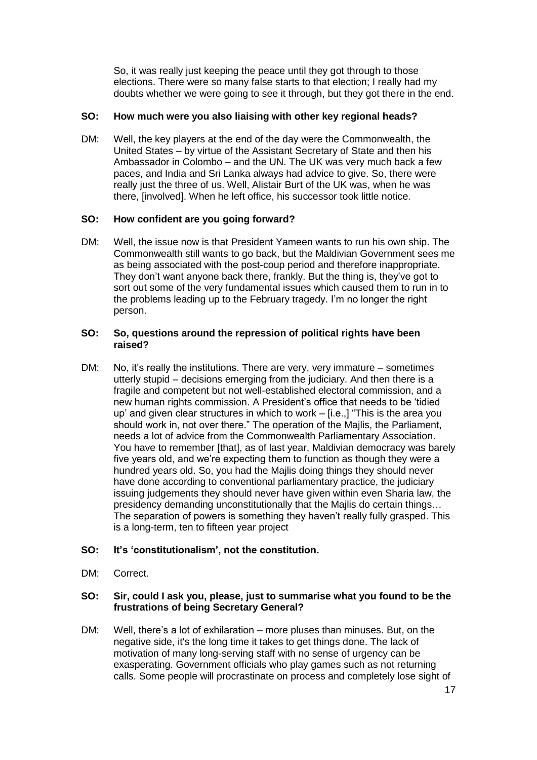So, it was really just keeping the peace until they got through to those elections. There were so many false starts to that election; I really had my doubts whether we were going to see it through, but they got there in the end.

**SO: How much were you also liaising with other key regional heads?**

DM: Well, the key players at the end of the day were the Commonwealth, the United States – by virtue of the Assistant Secretary of State and then his Ambassador in Colombo – and the UN. The UK was very much back a few paces, and India and Sri Lanka always had advice to give. So, there were really just the three of us. Well, Alistair Burt of the UK was, when he was there, [involved]. When he left office, his successor took little notice.

**SO: How confident are you going forward?**

DM: Well, the issue now is that President Yameen wants to run his own ship. The Commonwealth still wants to go back, but the Maldivian Government sees me as being associated with the post-coup period and therefore inappropriate. They don't want anyone back there, frankly. But the thing is, they've got to sort out some of the very fundamental issues which caused them to run in to the problems leading up to the February tragedy. I'm no longer the right person.

**SO: So, questions around the repression of political rights have been raised?**

DM: No, it's really the institutions. There are very, very immature – sometimes utterly stupid – decisions emerging from the judiciary. And then there is a fragile and competent but not well-established electoral commission, and a new human rights commission. A President's office that needs to be 'tidied up' and given clear structures in which to work – [i.e.,] "This is the area you should work in, not over there." The operation of the Majlis, the Parliament, needs a lot of advice from the Commonwealth Parliamentary Association. You have to remember [that], as of last year, Maldivian democracy was barely five years old, and we're expecting them to function as though they were a hundred years old. So, you had the Majlis doing things they should never have done according to conventional parliamentary practice, the judiciary issuing judgements they should never have given within even Sharia law, the presidency demanding unconstitutionally that the Majlis do certain things… The separation of powers is something they haven't really fully grasped. This is a long-term, ten to fifteen year project

**SO: It's 'constitutionalism', not the constitution.**

DM: Correct.

**SO: Sir, could I ask you, please, just to summarise what you found to be the frustrations of being Secretary General?**

DM: Well, there's a lot of exhilaration – more pluses than minuses. But, on the negative side, it's the long time it takes to get things done. The lack of motivation of many long-serving staff with no sense of urgency can be exasperating. Government officials who play games such as not returning calls. Some people will procrastinate on process and completely lose sight of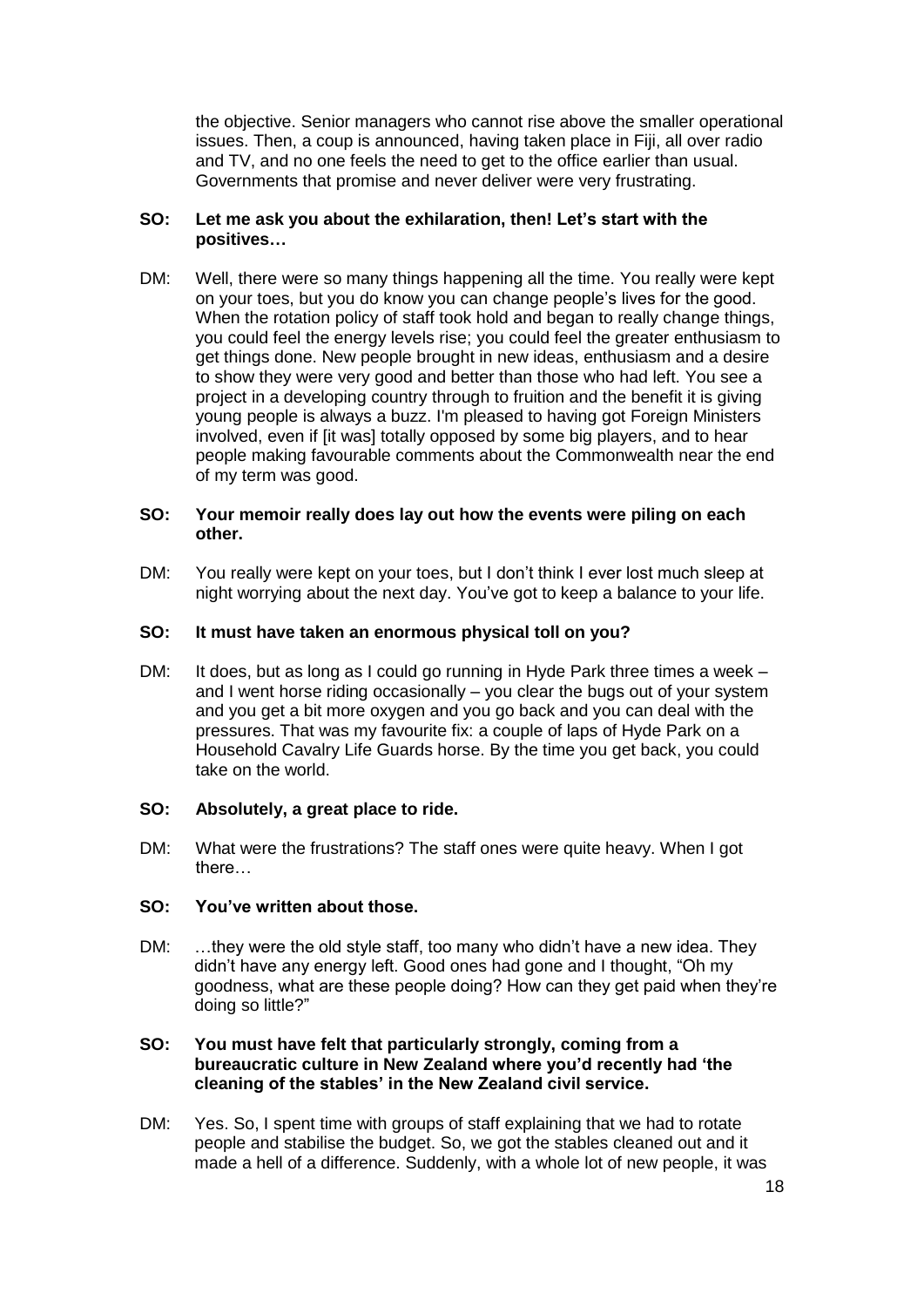the objective. Senior managers who cannot rise above the smaller operational issues. Then, a coup is announced, having taken place in Fiji, all over radio and TV, and no one feels the need to get to the office earlier than usual. Governments that promise and never deliver were very frustrating.

**SO: Let me ask you about the exhilaration, then! Let's start with the positives…**

DM: Well, there were so many things happening all the time. You really were kept on your toes, but you do know you can change people's lives for the good. When the rotation policy of staff took hold and began to really change things, you could feel the energy levels rise; you could feel the greater enthusiasm to get things done. New people brought in new ideas, enthusiasm and a desire to show they were very good and better than those who had left. You see a project in a developing country through to fruition and the benefit it is giving young people is always a buzz. I'm pleased to having got Foreign Ministers involved, even if [it was] totally opposed by some big players, and to hear people making favourable comments about the Commonwealth near the end of my term was good.

**SO: Your memoir really does lay out how the events were piling on each other.**

DM: You really were kept on your toes, but I don't think I ever lost much sleep at night worrying about the next day. You've got to keep a balance to your life.

**SO: It must have taken an enormous physical toll on you?**

DM: It does, but as long as I could go running in Hyde Park three times a week – and I went horse riding occasionally – you clear the bugs out of your system and you get a bit more oxygen and you go back and you can deal with the pressures. That was my favourite fix: a couple of laps of Hyde Park on a Household Cavalry Life Guards horse. By the time you get back, you could take on the world.

**SO: Absolutely, a great place to ride.**

DM: What were the frustrations? The staff ones were quite heavy. When I got there…

**SO: You've written about those.**

DM: …they were the old style staff, too many who didn't have a new idea. They didn't have any energy left. Good ones had gone and I thought, "Oh my goodness, what are these people doing? How can they get paid when they're doing so little?"

**SO: You must have felt that particularly strongly, coming from a bureaucratic culture in New Zealand where you'd recently had 'the cleaning of the stables' in the New Zealand civil service.**

DM: Yes. So, I spent time with groups of staff explaining that we had to rotate people and stabilise the budget. So, we got the stables cleaned out and it made a hell of a difference. Suddenly, with a whole lot of new people, it was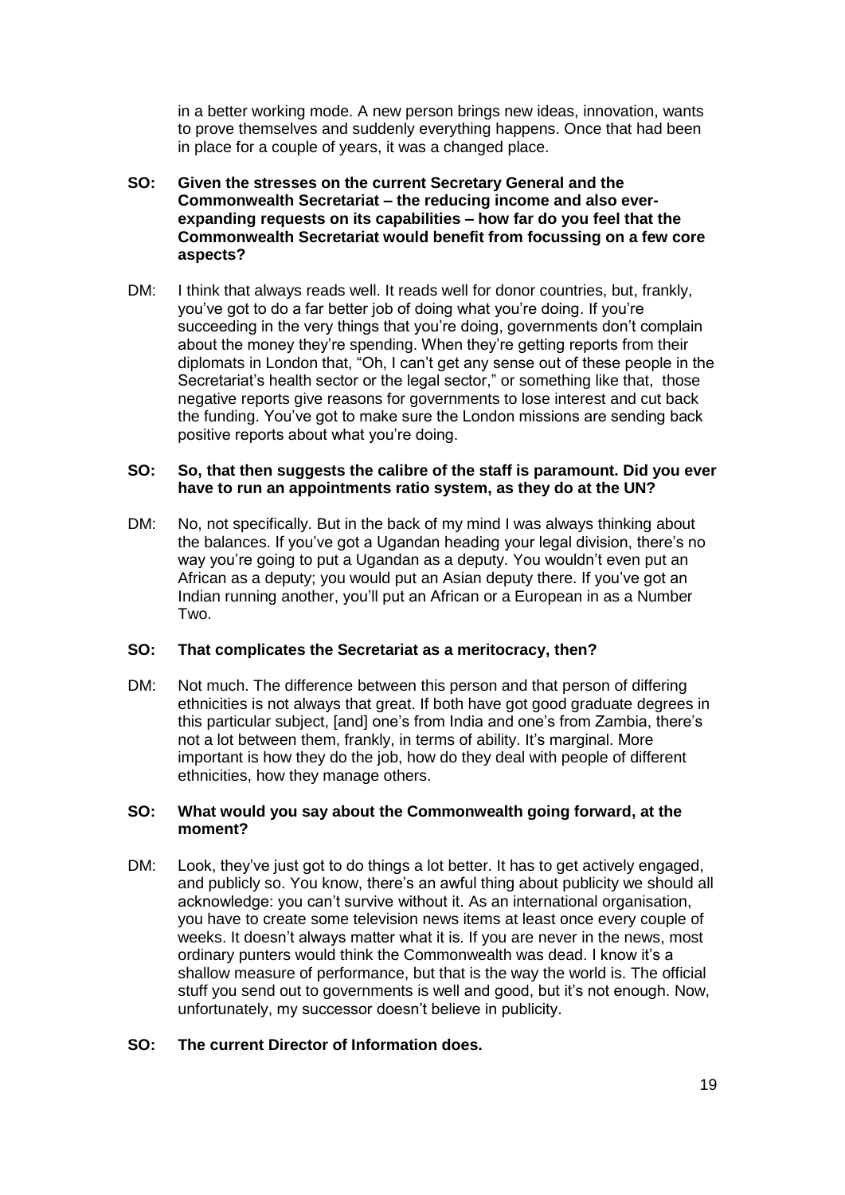in a better working mode. A new person brings new ideas, innovation, wants to prove themselves and suddenly everything happens. Once that had been in place for a couple of years, it was a changed place.

**SO: Given the stresses on the current Secretary General and the Commonwealth Secretariat – the reducing income and also ever-expanding requests on its capabilities – how far do you feel that the Commonwealth Secretariat would benefit from focussing on a few core aspects?**

DM: I think that always reads well. It reads well for donor countries, but, frankly, you've got to do a far better job of doing what you're doing. If you're succeeding in the very things that you're doing, governments don't complain about the money they're spending. When they're getting reports from their diplomats in London that, "Oh, I can't get any sense out of these people in the Secretariat's health sector or the legal sector," or something like that, those negative reports give reasons for governments to lose interest and cut back the funding. You've got to make sure the London missions are sending back positive reports about what you're doing.

**SO: So, that then suggests the calibre of the staff is paramount. Did you ever have to run an appointments ratio system, as they do at the UN?**

DM: No, not specifically. But in the back of my mind I was always thinking about the balances. If you've got a Ugandan heading your legal division, there's no way you're going to put a Ugandan as a deputy. You wouldn't even put an African as a deputy; you would put an Asian deputy there. If you've got an Indian running another, you'll put an African or a European in as a Number Two.

**SO: That complicates the Secretariat as a meritocracy, then?**

DM: Not much. The difference between this person and that person of differing ethnicities is not always that great. If both have got good graduate degrees in this particular subject, [and] one's from India and one's from Zambia, there's not a lot between them, frankly, in terms of ability. It's marginal. More important is how they do the job, how do they deal with people of different ethnicities, how they manage others.

**SO: What would you say about the Commonwealth going forward, at the moment?**

DM: Look, they've just got to do things a lot better. It has to get actively engaged, and publicly so. You know, there's an awful thing about publicity we should all acknowledge: you can't survive without it. As an international organisation, you have to create some television news items at least once every couple of weeks. It doesn't always matter what it is. If you are never in the news, most ordinary punters would think the Commonwealth was dead. I know it's a shallow measure of performance, but that is the way the world is. The official stuff you send out to governments is well and good, but it's not enough. Now, unfortunately, my successor doesn't believe in publicity.

**SO: The current Director of Information does.**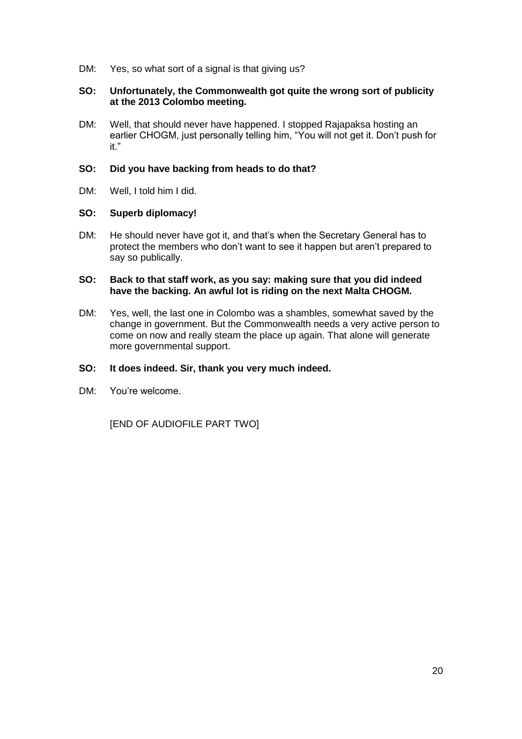DM: Yes, so what sort of a signal is that giving us?

**SO: Unfortunately, the Commonwealth got quite the wrong sort of publicity at the 2013 Colombo meeting.**

DM: Well, that should never have happened. I stopped Rajapaksa hosting an earlier CHOGM, just personally telling him, "You will not get it. Don't push for it."

**SO: Did you have backing from heads to do that?**

DM: Well, I told him I did.

**SO: Superb diplomacy!**

DM: He should never have got it, and that's when the Secretary General has to protect the members who don't want to see it happen but aren't prepared to say so publically.

**SO: Back to that staff work, as you say: making sure that you did indeed have the backing. An awful lot is riding on the next Malta CHOGM.**

DM: Yes, well, the last one in Colombo was a shambles, somewhat saved by the change in government. But the Commonwealth needs a very active person to come on now and really steam the place up again. That alone will generate more governmental support.

**SO: It does indeed. Sir, thank you very much indeed.**

DM: You're welcome.

[END OF AUDIOFILE PART TWO]